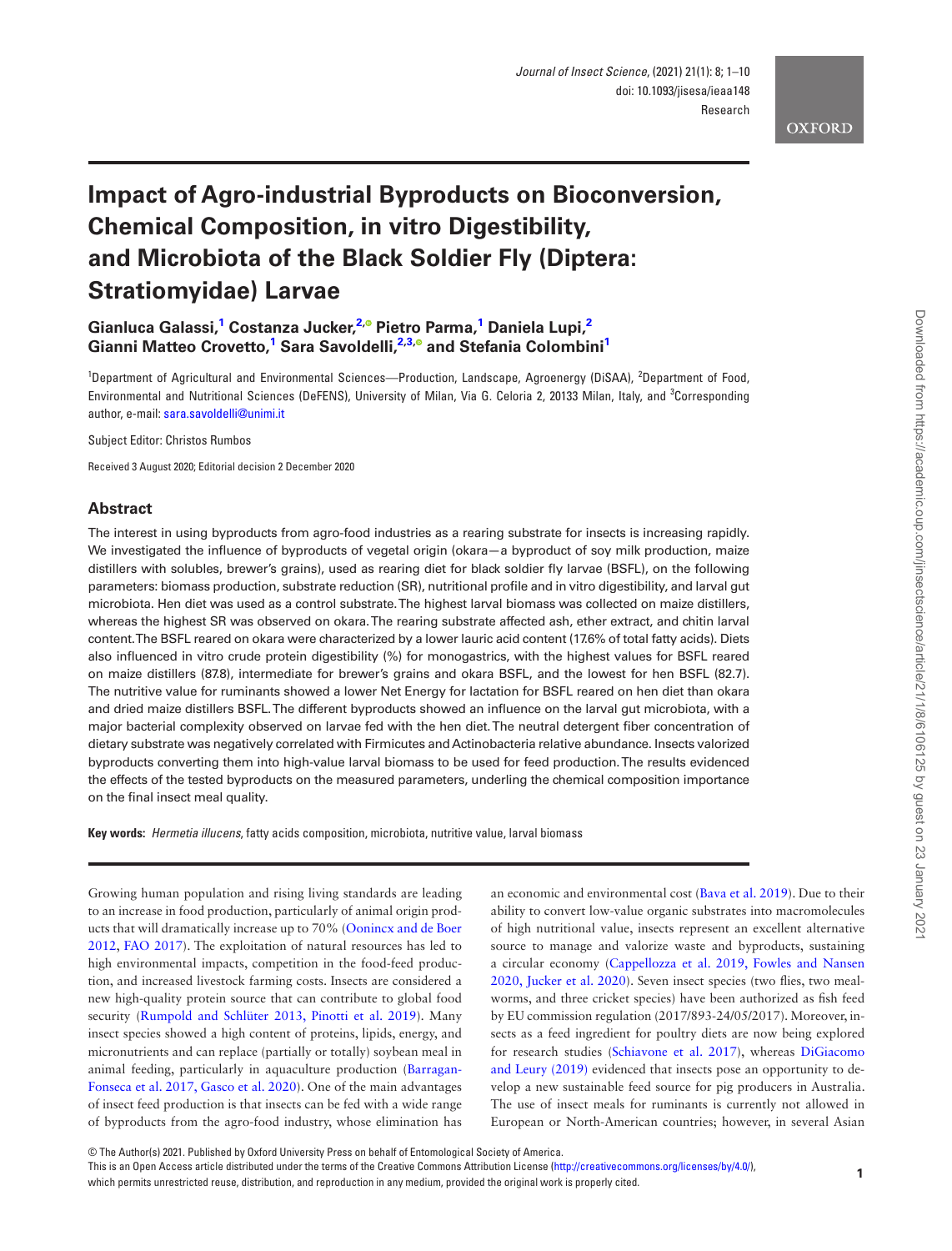# Impact of Agro-industrial Byproducts on Bioconversion, Chemical Composition, in vitro Digestibility, and Microbiota of the Black Soldier Fly (Diptera: Stratiomyidae) Larvae

**Gianluca Galassi,[1] Costanza Jucker,[2] Pietro Parma,[1] Daniela Lupi,[2] Gianni Matteo Crovetto,[1] Sara Savoldelli,[2,3] and Stefania Colombini[1]**

[1]Department of Agricultural and Environmental Sciences—Production, Landscape, Agroenergy (DiSAA), [2]Department of Food, Environmental and Nutritional Sciences (DeFENS), University of Milan, Via G. Celoria 2, 20133 Milan, Italy, and [3]Corresponding author, e-mail: sara.savoldelli@unimi.it

Subject Editor: Christos Rumbos

Received 3 August 2020; Editorial decision 2 December 2020

## Abstract

The interest in using byproducts from agro-food industries as a rearing substrate for insects is increasing rapidly. We investigated the influence of byproducts of vegetal origin (okara—a byproduct of soy milk production, maize distillers with solubles, brewer's grains), used as rearing diet for black soldier fly larvae (BSFL), on the following parameters: biomass production, substrate reduction (SR), nutritional profile and in vitro digestibility, and larval gut microbiota. Hen diet was used as a control substrate. The highest larval biomass was collected on maize distillers, whereas the highest SR was observed on okara. The rearing substrate affected ash, ether extract, and chitin larval content. The BSFL reared on okara were characterized by a lower lauric acid content (17.6% of total fatty acids). Diets also influenced in vitro crude protein digestibility (%) for monogastrics, with the highest values for BSFL reared on maize distillers (87.8), intermediate for brewer's grains and okara BSFL, and the lowest for hen BSFL (82.7). The nutritive value for ruminants showed a lower Net Energy for lactation for BSFL reared on hen diet than okara and dried maize distillers BSFL. The different byproducts showed an influence on the larval gut microbiota, with a major bacterial complexity observed on larvae fed with the hen diet. The neutral detergent fiber concentration of dietary substrate was negatively correlated with Firmicutes and Actinobacteria relative abundance. Insects valorized byproducts converting them into high-value larval biomass to be used for feed production. The results evidenced the effects of the tested byproducts on the measured parameters, underling the chemical composition importance on the final insect meal quality.

**Key words:** *Hermetia illucens*, fatty acids composition, microbiota, nutritive value, larval biomass

Growing human population and rising living standards are leading to an increase in food production, particularly of animal origin products that will dramatically increase up to 70% (Oonincx and de Boer 2012, FAO 2017). The exploitation of natural resources has led to high environmental impacts, competition in the food-feed production, and increased livestock farming costs. Insects are considered a new high-quality protein source that can contribute to global food security (Rumpold and Schlüter 2013, Pinotti et al. 2019). Many insect species showed a high content of proteins, lipids, energy, and micronutrients and can replace (partially or totally) soybean meal in animal feeding, particularly in aquaculture production (Barragan-Fonseca et al. 2017, Gasco et al. 2020). One of the main advantages of insect feed production is that insects can be fed with a wide range of byproducts from the agro-food industry, whose elimination has an economic and environmental cost (Bava et al. 2019). Due to their ability to convert low-value organic substrates into macromolecules of high nutritional value, insects represent an excellent alternative source to manage and valorize waste and byproducts, sustaining a circular economy (Cappellozza et al. 2019, Fowles and Nansen 2020, Jucker et al. 2020). Seven insect species (two flies, two mealworms, and three cricket species) have been authorized as fish feed by EU commission regulation (2017/893-24/05/2017). Moreover, insects as a feed ingredient for poultry diets are now being explored for research studies (Schiavone et al. 2017), whereas DiGiacomo and Leury (2019) evidenced that insects pose an opportunity to develop a new sustainable feed source for pig producers in Australia. The use of insect meals for ruminants is currently not allowed in European or North-American countries; however, in several Asian

© The Author(s) 2021. Published by Oxford University Press on behalf of Entomological Society of America.
This is an Open Access article distributed under the terms of the Creative Commons Attribution License (http://creativecommons.org/licenses/by/4.0/), which permits unrestricted reuse, distribution, and reproduction in any medium, provided the original work is properly cited.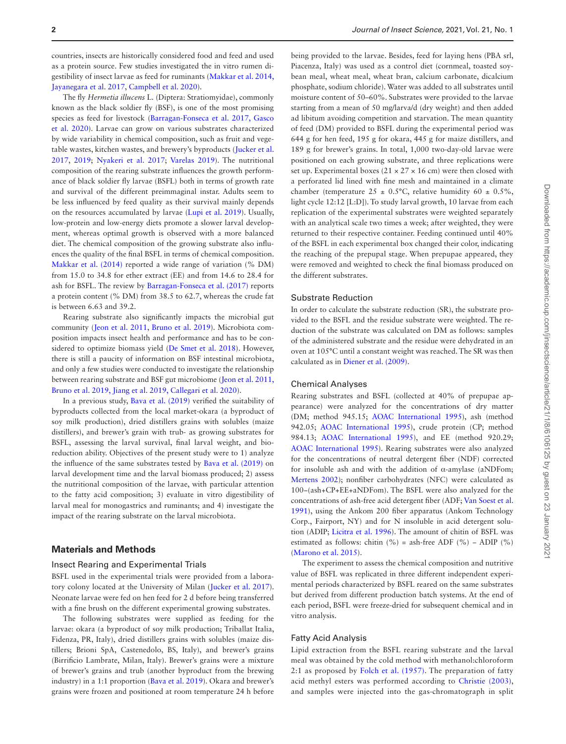countries, insects are historically considered food and feed and used as a protein source. Few studies investigated the in vitro rumen digestibility of insect larvae as feed for ruminants (Makkar et al. 2014, Jayanegara et al. 2017, Campbell et al. 2020).

The fly *Hermetia illucens* L. (Diptera: Stratiomyidae), commonly known as the black soldier fly (BSF), is one of the most promising species as feed for livestock (Barragan-Fonseca et al. 2017, Gasco et al. 2020). Larvae can grow on various substrates characterized by wide variability in chemical composition, such as fruit and vegetable wastes, kitchen wastes, and brewery's byproducts (Jucker et al. 2017, 2019; Nyakeri et al. 2017; Varelas 2019). The nutritional composition of the rearing substrate influences the growth performance of black soldier fly larvae (BSFL) both in terms of growth rate and survival of the different preimmaginal instar. Adults seem to be less influenced by feed quality as their survival mainly depends on the resources accumulated by larvae (Lupi et al. 2019). Usually, low-protein and low-energy diets promote a slower larval development, whereas optimal growth is observed with a more balanced diet. The chemical composition of the growing substrate also influences the quality of the final BSFL in terms of chemical composition. Makkar et al. (2014) reported a wide range of variation (% DM) from 15.0 to 34.8 for ether extract (EE) and from 14.6 to 28.4 for ash for BSFL. The review by Barragan-Fonseca et al. (2017) reports a protein content (% DM) from 38.5 to 62.7, whereas the crude fat is between 6.63 and 39.2.

Rearing substrate also significantly impacts the microbial gut community (Jeon et al. 2011, Bruno et al. 2019). Microbiota composition impacts insect health and performance and has to be considered to optimize biomass yield (De Smet et al. 2018). However, there is still a paucity of information on BSF intestinal microbiota, and only a few studies were conducted to investigate the relationship between rearing substrate and BSF gut microbiome (Jeon et al. 2011, Bruno et al. 2019, Jiang et al. 2019, Callegari et al. 2020).

In a previous study, Bava et al. (2019) verified the suitability of byproducts collected from the local market-okara (a byproduct of soy milk production), dried distillers grains with solubles (maize distillers), and brewer's grain with trub- as growing substrates for BSFL, assessing the larval survival, final larval weight, and bioreduction ability. Objectives of the present study were to 1) analyze the influence of the same substrates tested by Bava et al. (2019) on larval development time and the larval biomass produced; 2) assess the nutritional composition of the larvae, with particular attention to the fatty acid composition; 3) evaluate in vitro digestibility of larval meal for monogastrics and ruminants; and 4) investigate the impact of the rearing substrate on the larval microbiota.

## Materials and Methods

### Insect Rearing and Experimental Trials

BSFL used in the experimental trials were provided from a laboratory colony located at the University of Milan (Jucker et al. 2017). Neonate larvae were fed on hen feed for 2 d before being transferred with a fine brush on the different experimental growing substrates.

The following substrates were supplied as feeding for the larvae: okara (a byproduct of soy milk production; Triballat Italia, Fidenza, PR, Italy), dried distillers grains with solubles (maize distillers; Brioni SpA, Castenedolo, BS, Italy), and brewer's grains (Birrificio Lambrate, Milan, Italy). Brewer's grains were a mixture of brewer's grains and trub (another byproduct from the brewing industry) in a 1:1 proportion (Bava et al. 2019). Okara and brewer's grains were frozen and positioned at room temperature 24 h before being provided to the larvae. Besides, feed for laying hens (PBA srl, Piacenza, Italy) was used as a control diet (cornmeal, toasted soybean meal, wheat meal, wheat bran, calcium carbonate, dicalcium phosphate, sodium chloride). Water was added to all substrates until moisture content of 50–60%. Substrates were provided to the larvae starting from a mean of 50 mg/larva/d (dry weight) and then added ad libitum avoiding competition and starvation. The mean quantity of feed (DM) provided to BSFL during the experimental period was 644 g for hen feed, 195 g for okara, 445 g for maize distillers, and 189 g for brewer's grains. In total, 1,000 two-day-old larvae were positioned on each growing substrate, and three replications were set up. Experimental boxes (21 × 27 × 16 cm) were then closed with a perforated lid lined with fine mesh and maintained in a climate chamber (temperature 25 ± 0.5°C, relative humidity 60 ± 0.5%, light cycle 12:12 [L:D]). To study larval growth, 10 larvae from each replication of the experimental substrates were weighted separately with an analytical scale two times a week; after weighted, they were returned to their respective container. Feeding continued until 40% of the BSFL in each experimental box changed their color, indicating the reaching of the prepupal stage. When prepupae appeared, they were removed and weighted to check the final biomass produced on the different substrates.

### Substrate Reduction

In order to calculate the substrate reduction (SR), the substrate provided to the BSFL and the residue substrate were weighted. The reduction of the substrate was calculated on DM as follows: samples of the administered substrate and the residue were dehydrated in an oven at 105°C until a constant weight was reached. The SR was then calculated as in Diener et al. (2009).

### Chemical Analyses

Rearing substrates and BSFL (collected at 40% of prepupae appearance) were analyzed for the concentrations of dry matter (DM; method 945.15; AOAC International 1995), ash (method 942.05; AOAC International 1995), crude protein (CP; method 984.13; AOAC International 1995), and EE (method 920.29; AOAC International 1995). Rearing substrates were also analyzed for the concentrations of neutral detergent fiber (NDF) corrected for insoluble ash and with the addition of α-amylase (aNDFom; Mertens 2002); nonfiber carbohydrates (NFC) were calculated as 100−(ash+CP+EE+aNDFom). The BSFL were also analyzed for the concentrations of ash-free acid detergent fiber (ADF; Van Soest et al. 1991), using the Ankom 200 fiber apparatus (Ankom Technology Corp., Fairport, NY) and for N insoluble in acid detergent solution (ADIP; Licitra et al. 1996). The amount of chitin of BSFL was estimated as follows: chitin (%) = ash-free ADF (%) − ADIP (%) (Marono et al. 2015).

The experiment to assess the chemical composition and nutritive value of BSFL was replicated in three different independent experimental periods characterized by BSFL reared on the same substrates but derived from different production batch systems. At the end of each period, BSFL were freeze-dried for subsequent chemical and in vitro analysis.

### Fatty Acid Analysis

Lipid extraction from the BSFL rearing substrate and the larval meal was obtained by the cold method with methanol:chloroform 2:1 as proposed by Folch et al. (1957). The preparation of fatty acid methyl esters was performed according to Christie (2003), and samples were injected into the gas-chromatograph in split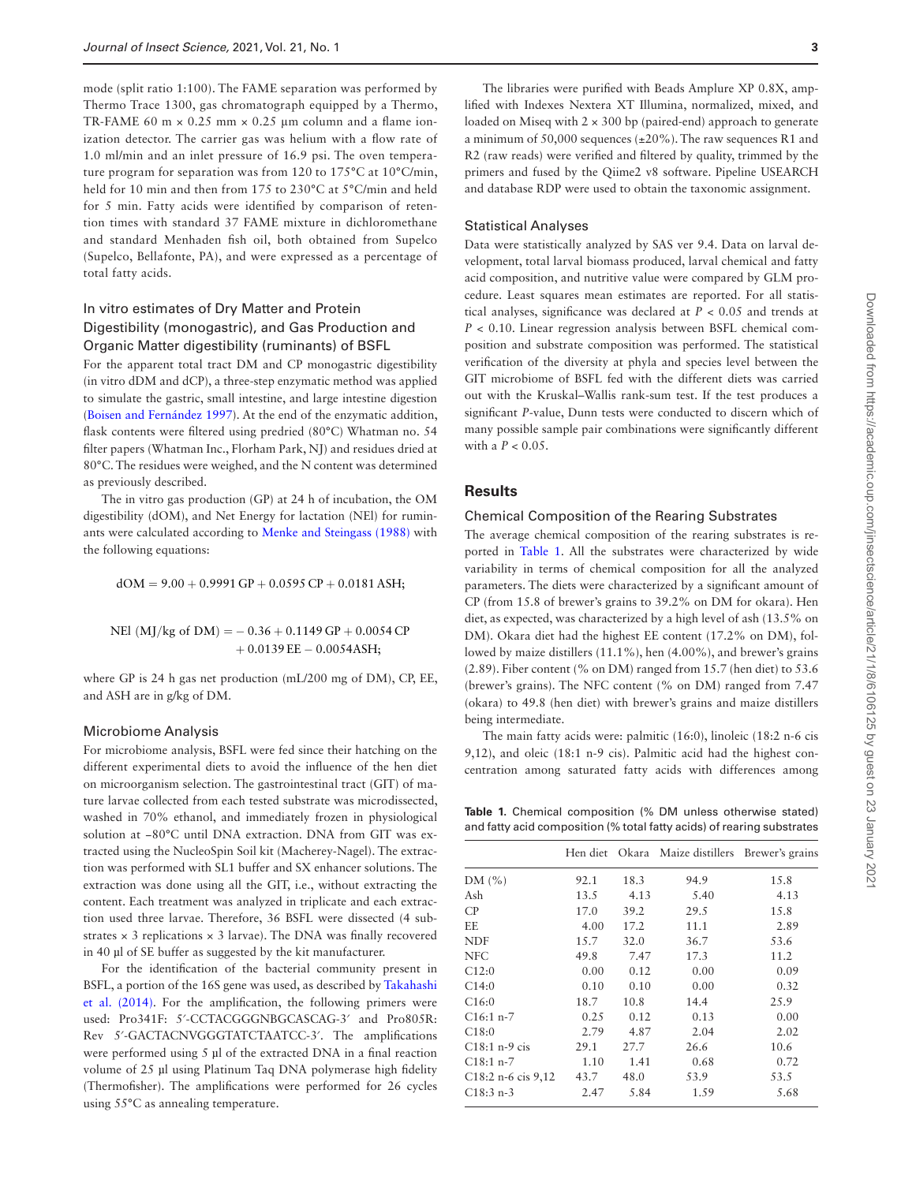mode (split ratio 1:100). The FAME separation was performed by Thermo Trace 1300, gas chromatograph equipped by a Thermo, TR-FAME 60 m × 0.25 mm × 0.25 µm column and a flame ionization detector. The carrier gas was helium with a flow rate of 1.0 ml/min and an inlet pressure of 16.9 psi. The oven temperature program for separation was from 120 to 175°C at 10°C/min, held for 10 min and then from 175 to 230°C at 5°C/min and held for 5 min. Fatty acids were identified by comparison of retention times with standard 37 FAME mixture in dichloromethane and standard Menhaden fish oil, both obtained from Supelco (Supelco, Bellafonte, PA), and were expressed as a percentage of total fatty acids.

### In vitro estimates of Dry Matter and Protein Digestibility (monogastric), and Gas Production and Organic Matter digestibility (ruminants) of BSFL

For the apparent total tract DM and CP monogastric digestibility (in vitro dDM and dCP), a three-step enzymatic method was applied to simulate the gastric, small intestine, and large intestine digestion (Boisen and Fernández 1997). At the end of the enzymatic addition, flask contents were filtered using predried (80°C) Whatman no. 54 filter papers (Whatman Inc., Florham Park, NJ) and residues dried at 80°C. The residues were weighed, and the N content was determined as previously described.

The in vitro gas production (GP) at 24 h of incubation, the OM digestibility (dOM), and Net Energy for lactation (NEl) for ruminants were calculated according to Menke and Steingass (1988) with the following equations:

$$dOM = 9.00 + 0.9991\,GP + 0.0595\,CP + 0.0181\,ASH;$$

$$NEl\ (MJ/kg\ of\ DM) = -0.36 + 0.1149\,GP + 0.0054\,CP + 0.0139\,EE - 0.0054ASH;$$

where GP is 24 h gas net production (mL/200 mg of DM), CP, EE, and ASH are in g/kg of DM.

### Microbiome Analysis

For microbiome analysis, BSFL were fed since their hatching on the different experimental diets to avoid the influence of the hen diet on microorganism selection. The gastrointestinal tract (GIT) of mature larvae collected from each tested substrate was microdissected, washed in 70% ethanol, and immediately frozen in physiological solution at −80°C until DNA extraction. DNA from GIT was extracted using the NucleoSpin Soil kit (Macherey-Nagel). The extraction was performed with SL1 buffer and SX enhancer solutions. The extraction was done using all the GIT, i.e., without extracting the content. Each treatment was analyzed in triplicate and each extraction used three larvae. Therefore, 36 BSFL were dissected (4 substrates × 3 replications × 3 larvae). The DNA was finally recovered in 40 µl of SE buffer as suggested by the kit manufacturer.

For the identification of the bacterial community present in BSFL, a portion of the 16S gene was used, as described by Takahashi et al. (2014). For the amplification, the following primers were used: Pro341F: 5′-CCTACGGGNBGCASCAG-3′ and Pro805R: Rev 5′-GACTACNVGGGTATCTAATCC-3′. The amplifications were performed using 5 µl of the extracted DNA in a final reaction volume of 25 µl using Platinum Taq DNA polymerase high fidelity (Thermofisher). The amplifications were performed for 26 cycles using 55°C as annealing temperature.

The libraries were purified with Beads Amplure XP 0.8X, amplified with Indexes Nextera XT Illumina, normalized, mixed, and loaded on Miseq with 2 × 300 bp (paired-end) approach to generate a minimum of 50,000 sequences (±20%). The raw sequences R1 and R2 (raw reads) were verified and filtered by quality, trimmed by the primers and fused by the Qiime2 v8 software. Pipeline USEARCH and database RDP were used to obtain the taxonomic assignment.

### Statistical Analyses

Data were statistically analyzed by SAS ver 9.4. Data on larval development, total larval biomass produced, larval chemical and fatty acid composition, and nutritive value were compared by GLM procedure. Least squares mean estimates are reported. For all statistical analyses, significance was declared at $P < 0.05$ and trends at $P < 0.10$. Linear regression analysis between BSFL chemical composition and substrate composition was performed. The statistical verification of the diversity at phyla and species level between the GIT microbiome of BSFL fed with the different diets was carried out with the Kruskal–Wallis rank-sum test. If the test produces a significant $P$-value, Dunn tests were conducted to discern which of many possible sample pair combinations were significantly different with a $P < 0.05$.

## Results

### Chemical Composition of the Rearing Substrates

The average chemical composition of the rearing substrates is reported in Table 1. All the substrates were characterized by wide variability in terms of chemical composition for all the analyzed parameters. The diets were characterized by a significant amount of CP (from 15.8 of brewer's grains to 39.2% on DM for okara). Hen diet, as expected, was characterized by a high level of ash (13.5% on DM). Okara diet had the highest EE content (17.2% on DM), followed by maize distillers (11.1%), hen (4.00%), and brewer's grains (2.89). Fiber content (% on DM) ranged from 15.7 (hen diet) to 53.6 (brewer's grains). The NFC content (% on DM) ranged from 7.47 (okara) to 49.8 (hen diet) with brewer's grains and maize distillers being intermediate.

The main fatty acids were: palmitic (16:0), linoleic (18:2 n-6 cis 9,12), and oleic (18:1 n-9 cis). Palmitic acid had the highest concentration among saturated fatty acids with differences among

**Table 1.** Chemical composition (% DM unless otherwise stated) and fatty acid composition (% total fatty acids) of rearing substrates

| | Hen diet | Okara | Maize distillers | Brewer's grains |
|---|---|---|---|---|
| DM (%) | 92.1 | 18.3 | 94.9 | 15.8 |
| Ash | 13.5 | 4.13 | 5.40 | 4.13 |
| CP | 17.0 | 39.2 | 29.5 | 15.8 |
| EE | 4.00 | 17.2 | 11.1 | 2.89 |
| NDF | 15.7 | 32.0 | 36.7 | 53.6 |
| NFC | 49.8 | 7.47 | 17.3 | 11.2 |
| C12:0 | 0.00 | 0.12 | 0.00 | 0.09 |
| C14:0 | 0.10 | 0.10 | 0.00 | 0.32 |
| C16:0 | 18.7 | 10.8 | 14.4 | 25.9 |
| C16:1 n-7 | 0.25 | 0.12 | 0.13 | 0.00 |
| C18:0 | 2.79 | 4.87 | 2.04 | 2.02 |
| C18:1 n-9 cis | 29.1 | 27.7 | 26.6 | 10.6 |
| C18:1 n-7 | 1.10 | 1.41 | 0.68 | 0.72 |
| C18:2 n-6 cis 9,12 | 43.7 | 48.0 | 53.9 | 53.5 |
| C18:3 n-3 | 2.47 | 5.84 | 1.59 | 5.68 |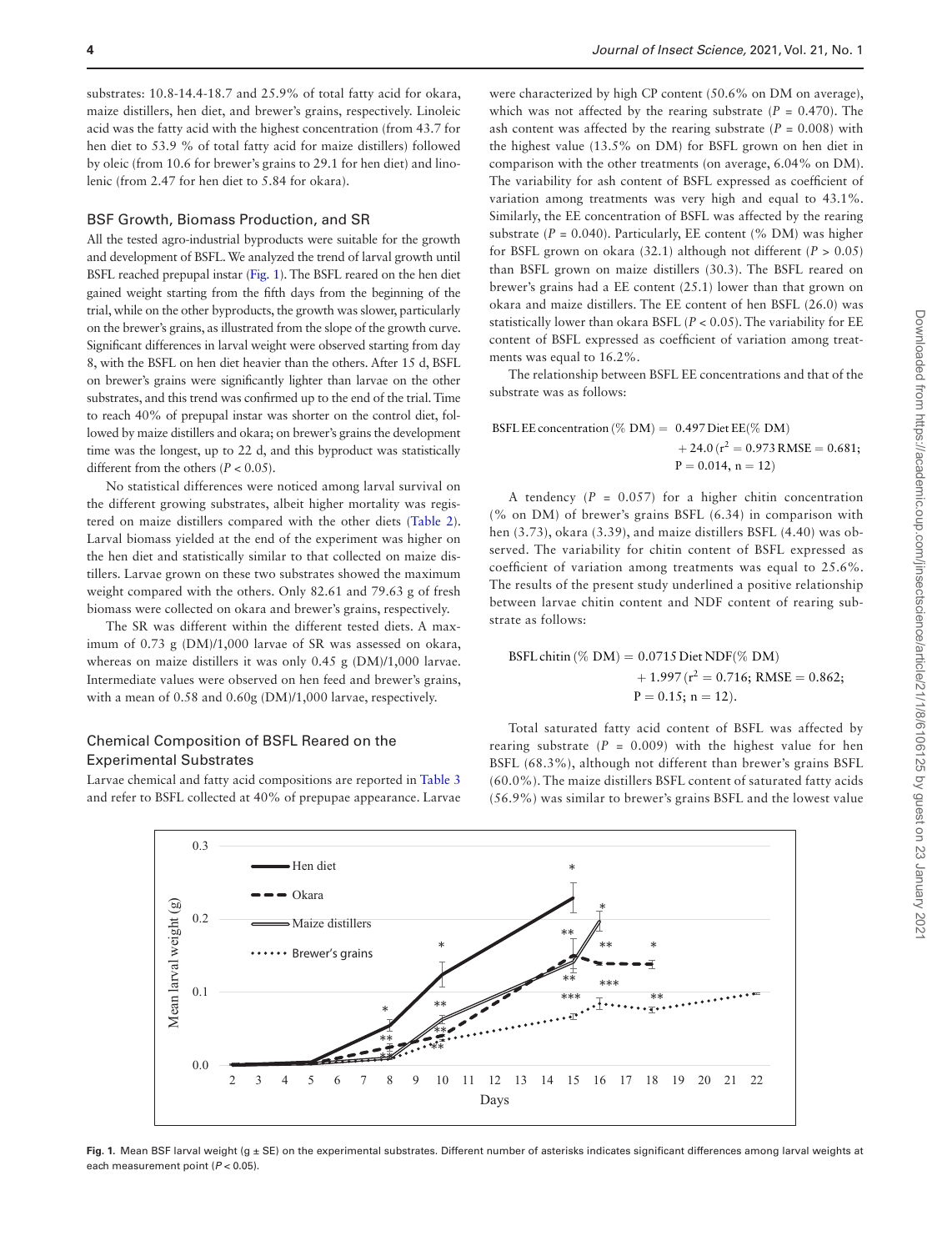substrates: 10.8-14.4-18.7 and 25.9% of total fatty acid for okara, maize distillers, hen diet, and brewer's grains, respectively. Linoleic acid was the fatty acid with the highest concentration (from 43.7 for hen diet to 53.9 % of total fatty acid for maize distillers) followed by oleic (from 10.6 for brewer's grains to 29.1 for hen diet) and linolenic (from 2.47 for hen diet to 5.84 for okara).

### BSF Growth, Biomass Production, and SR

All the tested agro-industrial byproducts were suitable for the growth and development of BSFL. We analyzed the trend of larval growth until BSFL reached prepupal instar (Fig. 1). The BSFL reared on the hen diet gained weight starting from the fifth days from the beginning of the trial, while on the other byproducts, the growth was slower, particularly on the brewer's grains, as illustrated from the slope of the growth curve. Significant differences in larval weight were observed starting from day 8, with the BSFL on hen diet heavier than the others. After 15 d, BSFL on brewer's grains were significantly lighter than larvae on the other substrates, and this trend was confirmed up to the end of the trial. Time to reach 40% of prepupal instar was shorter on the control diet, followed by maize distillers and okara; on brewer's grains the development time was the longest, up to 22 d, and this byproduct was statistically different from the others ($P < 0.05$).

No statistical differences were noticed among larval survival on the different growing substrates, albeit higher mortality was registered on maize distillers compared with the other diets (Table 2). Larval biomass yielded at the end of the experiment was higher on the hen diet and statistically similar to that collected on maize distillers. Larvae grown on these two substrates showed the maximum weight compared with the others. Only 82.61 and 79.63 g of fresh biomass were collected on okara and brewer's grains, respectively.

The SR was different within the different tested diets. A maximum of 0.73 g (DM)/1,000 larvae of SR was assessed on okara, whereas on maize distillers it was only 0.45 g (DM)/1,000 larvae. Intermediate values were observed on hen feed and brewer's grains, with a mean of 0.58 and 0.60g (DM)/1,000 larvae, respectively.

### Chemical Composition of BSFL Reared on the Experimental Substrates

Larvae chemical and fatty acid compositions are reported in Table 3 and refer to BSFL collected at 40% of prepupae appearance. Larvae were characterized by high CP content (50.6% on DM on average), which was not affected by the rearing substrate ($P = 0.470$). The ash content was affected by the rearing substrate ($P = 0.008$) with the highest value (13.5% on DM) for BSFL grown on hen diet in comparison with the other treatments (on average, 6.04% on DM). The variability for ash content of BSFL expressed as coefficient of variation among treatments was very high and equal to 43.1%. Similarly, the EE concentration of BSFL was affected by the rearing substrate ($P = 0.040$). Particularly, EE content (% DM) was higher for BSFL grown on okara (32.1) although not different ($P > 0.05$) than BSFL grown on maize distillers (30.3). The BSFL reared on brewer's grains had a EE content (25.1) lower than that grown on okara and maize distillers. The EE content of hen BSFL (26.0) was statistically lower than okara BSFL ($P < 0.05$). The variability for EE content of BSFL expressed as coefficient of variation among treatments was equal to 16.2%.

The relationship between BSFL EE concentrations and that of the substrate was as follows:

$$\text{BSFL EE concentration } (\%\ \text{DM}) = 0.497\,\text{Diet EE}(\%\ \text{DM}) + 24.0\ (r^2 = 0.973\ \text{RMSE} = 0.681;\ P = 0.014,\ n = 12)$$

A tendency ($P = 0.057$) for a higher chitin concentration (% on DM) of brewer's grains BSFL (6.34) in comparison with hen (3.73), okara (3.39), and maize distillers BSFL (4.40) was observed. The variability for chitin content of BSFL expressed as coefficient of variation among treatments was equal to 25.6%. The results of the present study underlined a positive relationship between larvae chitin content and NDF content of rearing substrate as follows:

$$\text{BSFL chitin } (\%\ \text{DM}) = 0.0715\,\text{Diet NDF}(\%\ \text{DM}) + 1.997\ (r^2 = 0.716;\ \text{RMSE} = 0.862;\ P = 0.15;\ n = 12).$$

Total saturated fatty acid content of BSFL was affected by rearing substrate ($P = 0.009$) with the highest value for hen BSFL (68.3%), although not different than brewer's grains BSFL (60.0%). The maize distillers BSFL content of saturated fatty acids (56.9%) was similar to brewer's grains BSFL and the lowest value

**Fig. 1.** Mean BSF larval weight (g ± SE) on the experimental substrates. Different number of asterisks indicates significant differences among larval weights at each measurement point ($P < 0.05$).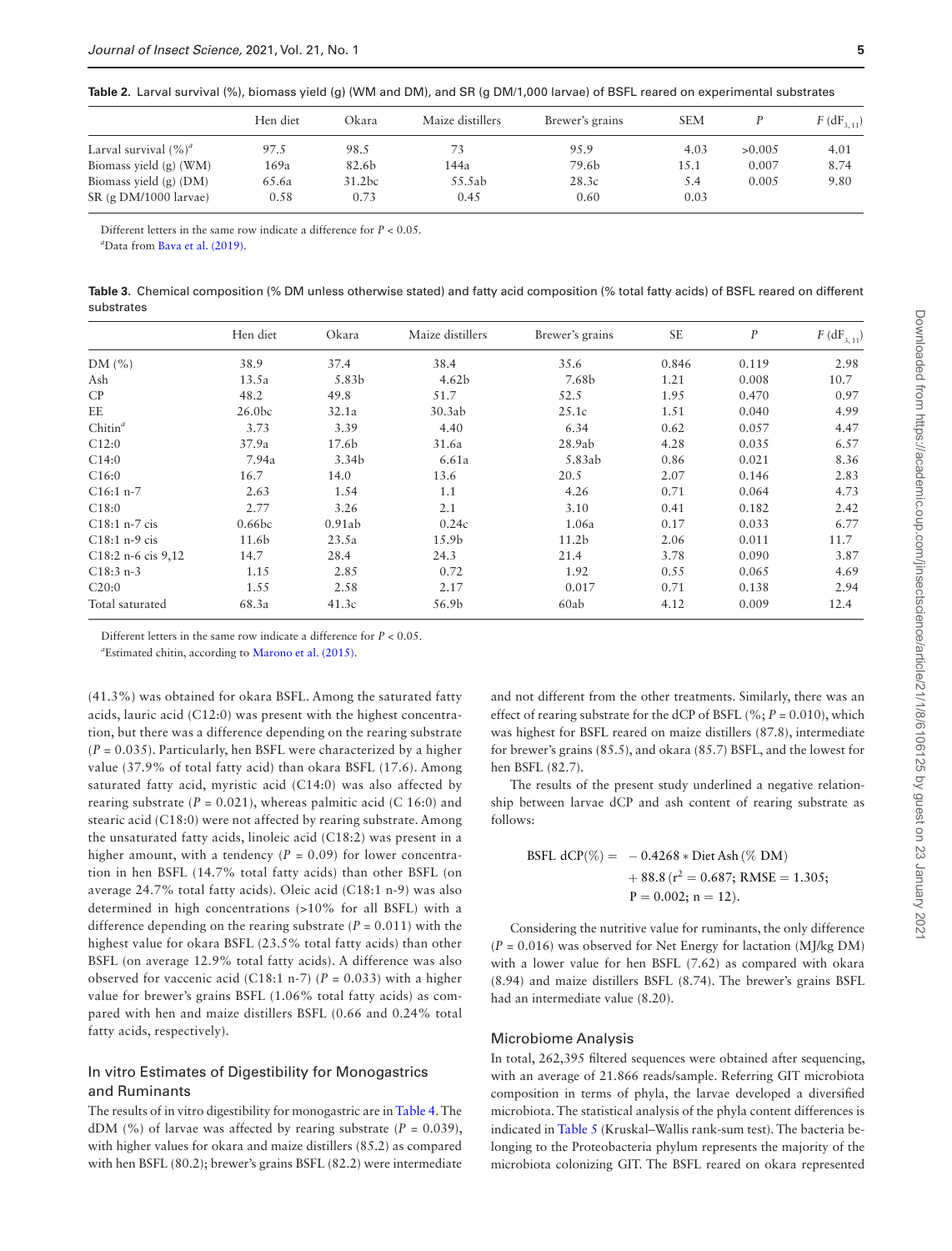**Table 2.** Larval survival (%), biomass yield (g) (WM and DM), and SR (g DM/1,000 larvae) of BSFL reared on experimental substrates

| | Hen diet | Okara | Maize distillers | Brewer's grains | SEM | $P$ | $F$ ($dF_{3,11}$) |
|---|---|---|---|---|---|---|---|
| Larval survival (%)[a] | 97.5 | 98.5 | 73 | 95.9 | 4.03 | >0.005 | 4.01 |
| Biomass yield (g) (WM) | 169a | 82.6b | 144a | 79.6b | 15.1 | 0.007 | 8.74 |
| Biomass yield (g) (DM) | 65.6a | 31.2bc | 55.5ab | 28.3c | 5.4 | 0.005 | 9.80 |
| SR (g DM/1000 larvae) | 0.58 | 0.73 | 0.45 | 0.60 | 0.03 | | |

Different letters in the same row indicate a difference for $P < 0.05$.
[a]Data from Bava et al. (2019).

**Table 3.** Chemical composition (% DM unless otherwise stated) and fatty acid composition (% total fatty acids) of BSFL reared on different substrates

| | Hen diet | Okara | Maize distillers | Brewer's grains | SE | $P$ | $F$ ($dF_{3,11}$) |
|---|---|---|---|---|---|---|---|
| DM (%) | 38.9 | 37.4 | 38.4 | 35.6 | 0.846 | 0.119 | 2.98 |
| Ash | 13.5a | 5.83b | 4.62b | 7.68b | 1.21 | 0.008 | 10.7 |
| CP | 48.2 | 49.8 | 51.7 | 52.5 | 1.95 | 0.470 | 0.97 |
| EE | 26.0bc | 32.1a | 30.3ab | 25.1c | 1.51 | 0.040 | 4.99 |
| Chitin[a] | 3.73 | 3.39 | 4.40 | 6.34 | 0.62 | 0.057 | 4.47 |
| C12:0 | 37.9a | 17.6b | 31.6a | 28.9ab | 4.28 | 0.035 | 6.57 |
| C14:0 | 7.94a | 3.34b | 6.61a | 5.83ab | 0.86 | 0.021 | 8.36 |
| C16:0 | 16.7 | 14.0 | 13.6 | 20.5 | 2.07 | 0.146 | 2.83 |
| C16:1 n-7 | 2.63 | 1.54 | 1.1 | 4.26 | 0.71 | 0.064 | 4.73 |
| C18:0 | 2.77 | 3.26 | 2.1 | 3.10 | 0.41 | 0.182 | 2.42 |
| C18:1 n-7 cis | 0.66bc | 0.91ab | 0.24c | 1.06a | 0.17 | 0.033 | 6.77 |
| C18:1 n-9 cis | 11.6b | 23.5a | 15.9b | 11.2b | 2.06 | 0.011 | 11.7 |
| C18:2 n-6 cis 9,12 | 14.7 | 28.4 | 24.3 | 21.4 | 3.78 | 0.090 | 3.87 |
| C18:3 n-3 | 1.15 | 2.85 | 0.72 | 1.92 | 0.55 | 0.065 | 4.69 |
| C20:0 | 1.55 | 2.58 | 2.17 | 0.017 | 0.71 | 0.138 | 2.94 |
| Total saturated | 68.3a | 41.3c | 56.9b | 60ab | 4.12 | 0.009 | 12.4 |

Different letters in the same row indicate a difference for $P < 0.05$.
[a]Estimated chitin, according to Marono et al. (2015).

(41.3%) was obtained for okara BSFL. Among the saturated fatty acids, lauric acid (C12:0) was present with the highest concentration, but there was a difference depending on the rearing substrate ($P = 0.035$). Particularly, hen BSFL were characterized by a higher value (37.9% of total fatty acid) than okara BSFL (17.6). Among saturated fatty acid, myristic acid (C14:0) was also affected by rearing substrate ($P = 0.021$), whereas palmitic acid (C 16:0) and stearic acid (C18:0) were not affected by rearing substrate. Among the unsaturated fatty acids, linoleic acid (C18:2) was present in a higher amount, with a tendency ($P = 0.09$) for lower concentration in hen BSFL (14.7% total fatty acids) than other BSFL (on average 24.7% total fatty acids). Oleic acid (C18:1 n-9) was also determined in high concentrations (>10% for all BSFL) with a difference depending on the rearing substrate ($P = 0.011$) with the highest value for okara BSFL (23.5% total fatty acids) than other BSFL (on average 12.9% total fatty acids). A difference was also observed for vaccenic acid (C18:1 n-7) ($P = 0.033$) with a higher value for brewer's grains BSFL (1.06% total fatty acids) as compared with hen and maize distillers BSFL (0.66 and 0.24% total fatty acids, respectively).

### In vitro Estimates of Digestibility for Monogastrics and Ruminants

The results of in vitro digestibility for monogastric are in Table 4. The dDM (%) of larvae was affected by rearing substrate ($P = 0.039$), with higher values for okara and maize distillers (85.2) as compared with hen BSFL (80.2); brewer's grains BSFL (82.2) were intermediate and not different from the other treatments. Similarly, there was an effect of rearing substrate for the dCP of BSFL (%; $P = 0.010$), which was highest for BSFL reared on maize distillers (87.8), intermediate for brewer's grains (85.5), and okara (85.7) BSFL, and the lowest for hen BSFL (82.7).

The results of the present study underlined a negative relationship between larvae dCP and ash content of rearing substrate as follows:

$$\text{BSFL dCP}(\%) = -0.4268 * \text{Diet Ash}\,(\%\ \text{DM}) + 88.8\ (r^2 = 0.687;\ \text{RMSE} = 1.305;\ P = 0.002;\ n = 12).$$

Considering the nutritive value for ruminants, the only difference ($P = 0.016$) was observed for Net Energy for lactation (MJ/kg DM) with a lower value for hen BSFL (7.62) as compared with okara (8.94) and maize distillers BSFL (8.74). The brewer's grains BSFL had an intermediate value (8.20).

### Microbiome Analysis

In total, 262,395 filtered sequences were obtained after sequencing, with an average of 21.866 reads/sample. Referring GIT microbiota composition in terms of phyla, the larvae developed a diversified microbiota. The statistical analysis of the phyla content differences is indicated in Table 5 (Kruskal–Wallis rank-sum test). The bacteria belonging to the Proteobacteria phylum represents the majority of the microbiota colonizing GIT. The BSFL reared on okara represented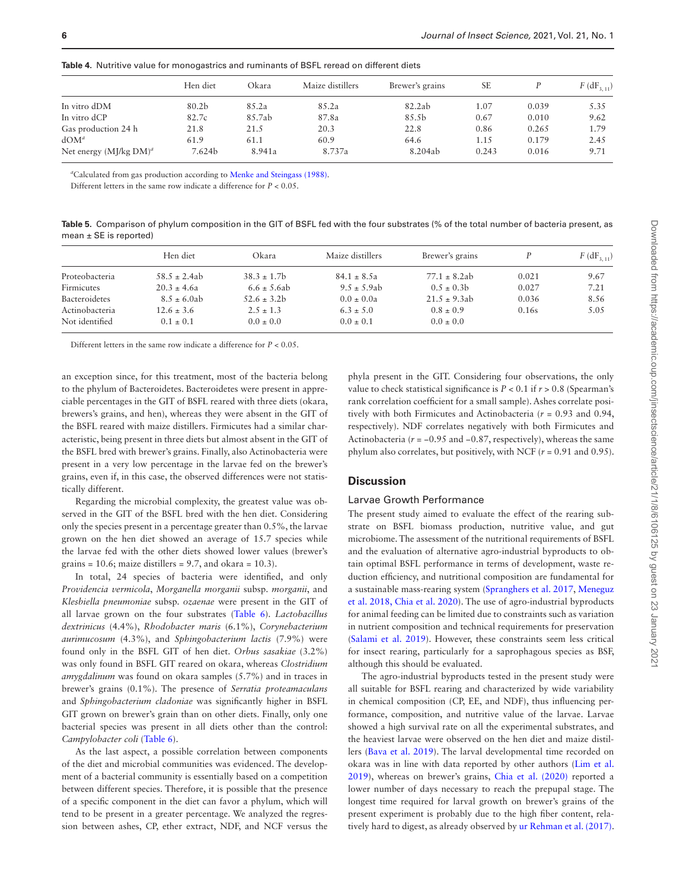**Table 4.** Nutritive value for monogastrics and ruminants of BSFL reread on different diets

| | Hen diet | Okara | Maize distillers | Brewer's grains | SE | *P* | *F* ($dF_{3,11}$) |
|---|---|---|---|---|---|---|---|
| In vitro dDM | 80.2b | 85.2a | 85.2a | 82.2ab | 1.07 | 0.039 | 5.35 |
| In vitro dCP | 82.7c | 85.7ab | 87.8a | 85.5b | 0.67 | 0.010 | 9.62 |
| Gas production 24 h | 21.8 | 21.5 | 20.3 | 22.8 | 0.86 | 0.265 | 1.79 |
| dOM[a] | 61.9 | 61.1 | 60.9 | 64.6 | 1.15 | 0.179 | 2.45 |
| Net energy (MJ/kg DM)[a] | 7.624b | 8.941a | 8.737a | 8.204ab | 0.243 | 0.016 | 9.71 |

[a]Calculated from gas production according to Menke and Steingass (1988).

Different letters in the same row indicate a difference for $P < 0.05$.

**Table 5.** Comparison of phylum composition in the GIT of BSFL fed with the four substrates (% of the total number of bacteria present, as mean ± SE is reported)

| | Hen diet | Okara | Maize distillers | Brewer's grains | *P* | *F* ($dF_{3,11}$) |
|---|---|---|---|---|---|---|
| Proteobacteria | 58.5 ± 2.4ab | 38.3 ± 1.7b | 84.1 ± 8.5a | 77.1 ± 8.2ab | 0.021 | 9.67 |
| Firmicutes | 20.3 ± 4.6a | 6.6 ± 5.6ab | 9.5 ± 5.9ab | 0.5 ± 0.3b | 0.027 | 7.21 |
| Bacteroidetes | 8.5 ± 6.0ab | 52.6 ± 3.2b | 0.0 ± 0.0a | 21.5 ± 9.3ab | 0.036 | 8.56 |
| Actinobacteria | 12.6 ± 3.6 | 2.5 ± 1.3 | 6.3 ± 5.0 | 0.8 ± 0.9 | 0.16s | 5.05 |
| Not identified | 0.1 ± 0.1 | 0.0 ± 0.0 | 0.0 ± 0.1 | 0.0 ± 0.0 | | |

Different letters in the same row indicate a difference for $P < 0.05$.

an exception since, for this treatment, most of the bacteria belong to the phylum of Bacteroidetes. Bacteroidetes were present in appreciable percentages in the GIT of BSFL reared with three diets (okara, brewers's grains, and hen), whereas they were absent in the GIT of the BSFL reared with maize distillers. Firmicutes had a similar characteristic, being present in three diets but almost absent in the GIT of the BSFL bred with brewer's grains. Finally, also Actinobacteria were present in a very low percentage in the larvae fed on the brewer's grains, even if, in this case, the observed differences were not statistically different.

Regarding the microbial complexity, the greatest value was observed in the GIT of the BSFL bred with the hen diet. Considering only the species present in a percentage greater than 0.5%, the larvae grown on the hen diet showed an average of 15.7 species while the larvae fed with the other diets showed lower values (brewer's grains = 10.6; maize distillers = 9.7, and okara = 10.3).

In total, 24 species of bacteria were identified, and only *Providencia vermicola*, *Morganella morganii* subsp. *morganii*, and *Klesbiella pneumoniae* subsp. *ozaenae* were present in the GIT of all larvae grown on the four substrates (Table 6). *Lactobacillus dextrinicus* (4.4%), *Rhodobacter maris* (6.1%), *Corynebacterium aurimucosum* (4.3%), and *Sphingobacterium lactis* (7.9%) were found only in the BSFL GIT of hen diet. *Orbus sasakiae* (3.2%) was only found in BSFL GIT reared on okara, whereas *Clostridium amygdalinum* was found on okara samples (5.7%) and in traces in brewer's grains (0.1%). The presence of *Serratia proteamaculans* and *Sphingobacterium cladoniae* was significantly higher in BSFL GIT grown on brewer's grain than on other diets. Finally, only one bacterial species was present in all diets other than the control: *Campylobacter coli* (Table 6).

As the last aspect, a possible correlation between components of the diet and microbial communities was evidenced. The development of a bacterial community is essentially based on a competition between different species. Therefore, it is possible that the presence of a specific component in the diet can favor a phylum, which will tend to be present in a greater percentage. We analyzed the regression between ashes, CP, ether extract, NDF, and NCF versus the phyla present in the GIT. Considering four observations, the only value to check statistical significance is $P < 0.1$ if $r > 0.8$ (Spearman's rank correlation coefficient for a small sample). Ashes correlate positively with both Firmicutes and Actinobacteria ($r = 0.93$ and $0.94$, respectively). NDF correlates negatively with both Firmicutes and Actinobacteria ($r = -0.95$ and $-0.87$, respectively), whereas the same phylum also correlates, but positively, with NCF ($r = 0.91$ and $0.95$).

## Discussion

### Larvae Growth Performance

The present study aimed to evaluate the effect of the rearing substrate on BSFL biomass production, nutritive value, and gut microbiome. The assessment of the nutritional requirements of BSFL and the evaluation of alternative agro-industrial byproducts to obtain optimal BSFL performance in terms of development, waste reduction efficiency, and nutritional composition are fundamental for a sustainable mass-rearing system (Spranghers et al. 2017, Meneguz et al. 2018, Chia et al. 2020). The use of agro-industrial byproducts for animal feeding can be limited due to constraints such as variation in nutrient composition and technical requirements for preservation (Salami et al. 2019). However, these constraints seem less critical for insect rearing, particularly for a saprophagous species as BSF, although this should be evaluated.

The agro-industrial byproducts tested in the present study were all suitable for BSFL rearing and characterized by wide variability in chemical composition (CP, EE, and NDF), thus influencing performance, composition, and nutritive value of the larvae. Larvae showed a high survival rate on all the experimental substrates, and the heaviest larvae were observed on the hen diet and maize distillers (Bava et al. 2019). The larval developmental time recorded on okara was in line with data reported by other authors (Lim et al. 2019), whereas on brewer's grains, Chia et al. (2020) reported a lower number of days necessary to reach the prepupal stage. The longest time required for larval growth on brewer's grains of the present experiment is probably due to the high fiber content, relatively hard to digest, as already observed by ur Rehman et al. (2017).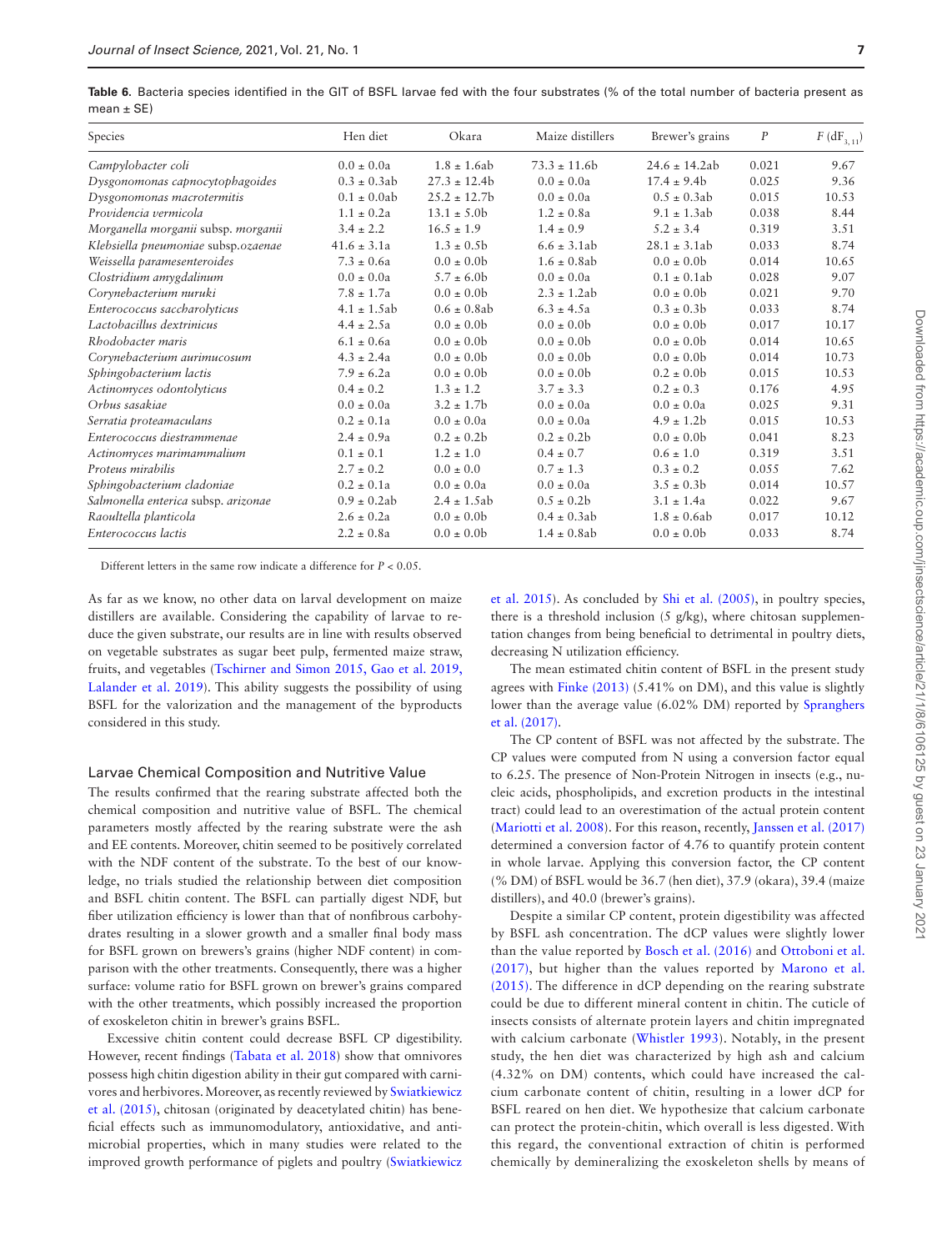**Table 6.** Bacteria species identified in the GIT of BSFL larvae fed with the four substrates (% of the total number of bacteria present as mean ± SE)

| Species | Hen diet | Okara | Maize distillers | Brewer's grains | *P* | $F$ (dF$_{3,11}$) |
|---|---|---|---|---|---|---|
| *Campylobacter coli* | 0.0 ± 0.0a | 1.8 ± 1.6ab | 73.3 ± 11.6b | 24.6 ± 14.2ab | 0.021 | 9.67 |
| *Dysgonomonas capnocytophagoides* | 0.3 ± 0.3ab | 27.3 ± 12.4b | 0.0 ± 0.0a | 17.4 ± 9.4b | 0.025 | 9.36 |
| *Dysgonomonas macrotermitis* | 0.1 ± 0.0ab | 25.2 ± 12.7b | 0.0 ± 0.0a | 0.5 ± 0.3ab | 0.015 | 10.53 |
| *Providencia vermicola* | 1.1 ± 0.2a | 13.1 ± 5.0b | 1.2 ± 0.8a | 9.1 ± 1.3ab | 0.038 | 8.44 |
| *Morganella morganii* subsp. *morganii* | 3.4 ± 2.2 | 16.5 ± 1.9 | 1.4 ± 0.9 | 5.2 ± 3.4 | 0.319 | 3.51 |
| *Klebsiella pneumoniae* subsp.*ozaenae* | 41.6 ± 3.1a | 1.3 ± 0.5b | 6.6 ± 3.1ab | 28.1 ± 3.1ab | 0.033 | 8.74 |
| *Weissella paramesenteroides* | 7.3 ± 0.6a | 0.0 ± 0.0b | 1.6 ± 0.8ab | 0.0 ± 0.0b | 0.014 | 10.65 |
| *Clostridium amygdalinum* | 0.0 ± 0.0a | 5.7 ± 6.0b | 0.0 ± 0.0a | 0.1 ± 0.1ab | 0.028 | 9.07 |
| *Corynebacterium nuruki* | 7.8 ± 1.7a | 0.0 ± 0.0b | 2.3 ± 1.2ab | 0.0 ± 0.0b | 0.021 | 9.70 |
| *Enterococcus saccharolyticus* | 4.1 ± 1.5ab | 0.6 ± 0.8ab | 6.3 ± 4.5a | 0.3 ± 0.3b | 0.033 | 8.74 |
| *Lactobacillus dextrinicus* | 4.4 ± 2.5a | 0.0 ± 0.0b | 0.0 ± 0.0b | 0.0 ± 0.0b | 0.017 | 10.17 |
| *Rhodobacter maris* | 6.1 ± 0.6a | 0.0 ± 0.0b | 0.0 ± 0.0b | 0.0 ± 0.0b | 0.014 | 10.65 |
| *Corynebacterium aurimucosum* | 4.3 ± 2.4a | 0.0 ± 0.0b | 0.0 ± 0.0b | 0.0 ± 0.0b | 0.014 | 10.73 |
| *Sphingobacterium lactis* | 7.9 ± 6.2a | 0.0 ± 0.0b | 0.0 ± 0.0b | 0.2 ± 0.0b | 0.015 | 10.53 |
| *Actinomyces odontolyticus* | 0.4 ± 0.2 | 1.3 ± 1.2 | 3.7 ± 3.3 | 0.2 ± 0.3 | 0.176 | 4.95 |
| *Orbus sasakiae* | 0.0 ± 0.0a | 3.2 ± 1.7b | 0.0 ± 0.0a | 0.0 ± 0.0a | 0.025 | 9.31 |
| *Serratia proteamaculans* | 0.2 ± 0.1a | 0.0 ± 0.0a | 0.0 ± 0.0a | 4.9 ± 1.2b | 0.015 | 10.53 |
| *Enterococcus diestrammenae* | 2.4 ± 0.9a | 0.2 ± 0.2b | 0.2 ± 0.2b | 0.0 ± 0.0b | 0.041 | 8.23 |
| *Actinomyces marimammalium* | 0.1 ± 0.1 | 1.2 ± 1.0 | 0.4 ± 0.7 | 0.6 ± 1.0 | 0.319 | 3.51 |
| *Proteus mirabilis* | 2.7 ± 0.2 | 0.0 ± 0.0 | 0.7 ± 1.3 | 0.3 ± 0.2 | 0.055 | 7.62 |
| *Sphingobacterium cladoniae* | 0.2 ± 0.1a | 0.0 ± 0.0a | 0.0 ± 0.0a | 3.5 ± 0.3b | 0.014 | 10.57 |
| *Salmonella enterica* subsp. *arizonae* | 0.9 ± 0.2ab | 2.4 ± 1.5ab | 0.5 ± 0.2b | 3.1 ± 1.4a | 0.022 | 9.67 |
| *Raoultella planticola* | 2.6 ± 0.2a | 0.0 ± 0.0b | 0.4 ± 0.3ab | 1.8 ± 0.6ab | 0.017 | 10.12 |
| *Enterococcus lactis* | 2.2 ± 0.8a | 0.0 ± 0.0b | 1.4 ± 0.8ab | 0.0 ± 0.0b | 0.033 | 8.74 |

Different letters in the same row indicate a difference for $P < 0.05$.

As far as we know, no other data on larval development on maize distillers are available. Considering the capability of larvae to reduce the given substrate, our results are in line with results observed on vegetable substrates as sugar beet pulp, fermented maize straw, fruits, and vegetables (Tschirner and Simon 2015, Gao et al. 2019, Lalander et al. 2019). This ability suggests the possibility of using BSFL for the valorization and the management of the byproducts considered in this study.

## Larvae Chemical Composition and Nutritive Value

The results confirmed that the rearing substrate affected both the chemical composition and nutritive value of BSFL. The chemical parameters mostly affected by the rearing substrate were the ash and EE contents. Moreover, chitin seemed to be positively correlated with the NDF content of the substrate. To the best of our knowledge, no trials studied the relationship between diet composition and BSFL chitin content. The BSFL can partially digest NDF, but fiber utilization efficiency is lower than that of nonfibrous carbohydrates resulting in a slower growth and a smaller final body mass for BSFL grown on brewers's grains (higher NDF content) in comparison with the other treatments. Consequently, there was a higher surface: volume ratio for BSFL grown on brewer's grains compared with the other treatments, which possibly increased the proportion of exoskeleton chitin in brewer's grains BSFL.

Excessive chitin content could decrease BSFL CP digestibility. However, recent findings (Tabata et al. 2018) show that omnivores possess high chitin digestion ability in their gut compared with carnivores and herbivores. Moreover, as recently reviewed by Swiatkiewicz et al. (2015), chitosan (originated by deacetylated chitin) has beneficial effects such as immunomodulatory, antioxidative, and antimicrobial properties, which in many studies were related to the improved growth performance of piglets and poultry (Swiatkiewicz et al. 2015). As concluded by Shi et al. (2005), in poultry species, there is a threshold inclusion (5 g/kg), where chitosan supplementation changes from being beneficial to detrimental in poultry diets, decreasing N utilization efficiency.

The mean estimated chitin content of BSFL in the present study agrees with Finke (2013) (5.41% on DM), and this value is slightly lower than the average value (6.02% DM) reported by Spranghers et al. (2017).

The CP content of BSFL was not affected by the substrate. The CP values were computed from N using a conversion factor equal to 6.25. The presence of Non-Protein Nitrogen in insects (e.g., nucleic acids, phospholipids, and excretion products in the intestinal tract) could lead to an overestimation of the actual protein content (Mariotti et al. 2008). For this reason, recently, Janssen et al. (2017) determined a conversion factor of 4.76 to quantify protein content in whole larvae. Applying this conversion factor, the CP content (% DM) of BSFL would be 36.7 (hen diet), 37.9 (okara), 39.4 (maize distillers), and 40.0 (brewer's grains).

Despite a similar CP content, protein digestibility was affected by BSFL ash concentration. The dCP values were slightly lower than the value reported by Bosch et al. (2016) and Ottoboni et al. (2017), but higher than the values reported by Marono et al. (2015). The difference in dCP depending on the rearing substrate could be due to different mineral content in chitin. The cuticle of insects consists of alternate protein layers and chitin impregnated with calcium carbonate (Whistler 1993). Notably, in the present study, the hen diet was characterized by high ash and calcium (4.32% on DM) contents, which could have increased the calcium carbonate content of chitin, resulting in a lower dCP for BSFL reared on hen diet. We hypothesize that calcium carbonate can protect the protein-chitin, which overall is less digested. With this regard, the conventional extraction of chitin is performed chemically by demineralizing the exoskeleton shells by means of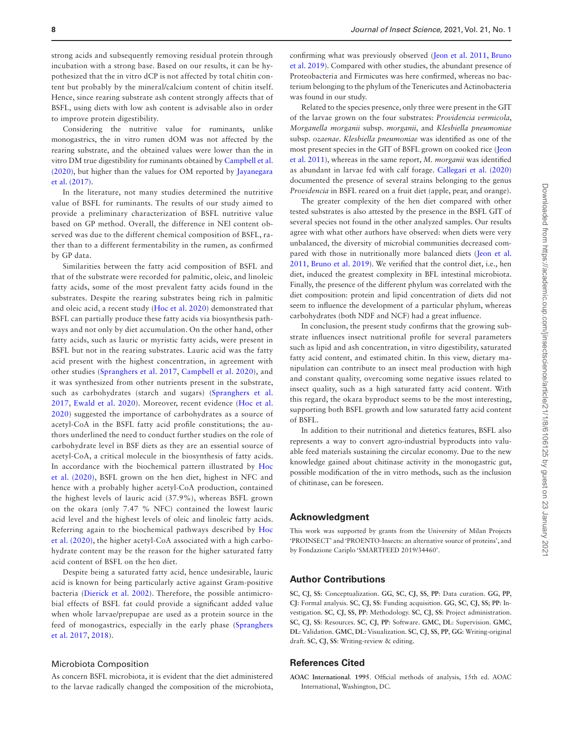strong acids and subsequently removing residual protein through incubation with a strong base. Based on our results, it can be hypothesized that the in vitro dCP is not affected by total chitin content but probably by the mineral/calcium content of chitin itself. Hence, since rearing substrate ash content strongly affects that of BSFL, using diets with low ash content is advisable also in order to improve protein digestibility.

Considering the nutritive value for ruminants, unlike monogastrics, the in vitro rumen dOM was not affected by the rearing substrate, and the obtained values were lower than the in vitro DM true digestibility for ruminants obtained by Campbell et al. (2020), but higher than the values for OM reported by Jayanegara et al. (2017).

In the literature, not many studies determined the nutritive value of BSFL for ruminants. The results of our study aimed to provide a preliminary characterization of BSFL nutritive value based on GP method. Overall, the difference in NEl content observed was due to the different chemical composition of BSFL, rather than to a different fermentability in the rumen, as confirmed by GP data.

Similarities between the fatty acid composition of BSFL and that of the substrate were recorded for palmitic, oleic, and linoleic fatty acids, some of the most prevalent fatty acids found in the substrates. Despite the rearing substrates being rich in palmitic and oleic acid, a recent study (Hoc et al. 2020) demonstrated that BSFL can partially produce these fatty acids via biosynthesis pathways and not only by diet accumulation. On the other hand, other fatty acids, such as lauric or myristic fatty acids, were present in BSFL but not in the rearing substrates. Lauric acid was the fatty acid present with the highest concentration, in agreement with other studies (Spranghers et al. 2017, Campbell et al. 2020), and it was synthesized from other nutrients present in the substrate, such as carbohydrates (starch and sugars) (Spranghers et al. 2017, Ewald et al. 2020). Moreover, recent evidence (Hoc et al. 2020) suggested the importance of carbohydrates as a source of acetyl-CoA in the BSFL fatty acid profile constitutions; the authors underlined the need to conduct further studies on the role of carbohydrate level in BSF diets as they are an essential source of acetyl-CoA, a critical molecule in the biosynthesis of fatty acids. In accordance with the biochemical pattern illustrated by Hoc et al. (2020), BSFL grown on the hen diet, highest in NFC and hence with a probably higher acetyl-CoA production, contained the highest levels of lauric acid (37.9%), whereas BSFL grown on the okara (only 7.47 % NFC) contained the lowest lauric acid level and the highest levels of oleic and linoleic fatty acids. Referring again to the biochemical pathways described by Hoc et al. (2020), the higher acetyl-CoA associated with a high carbohydrate content may be the reason for the higher saturated fatty acid content of BSFL on the hen diet.

Despite being a saturated fatty acid, hence undesirable, lauric acid is known for being particularly active against Gram-positive bacteria (Dierick et al. 2002). Therefore, the possible antimicrobial effects of BSFL fat could provide a significant added value when whole larvae/prepupae are used as a protein source in the feed of monogastrics, especially in the early phase (Spranghers et al. 2017, 2018).

### Microbiota Composition

As concern BSFL microbiota, it is evident that the diet administered to the larvae radically changed the composition of the microbiota, confirming what was previously observed (Jeon et al. 2011, Bruno et al. 2019). Compared with other studies, the abundant presence of Proteobacteria and Firmicutes was here confirmed, whereas no bacterium belonging to the phylum of the Tenericutes and Actinobacteria was found in our study.

Related to the species presence, only three were present in the GIT of the larvae grown on the four substrates: *Providencia vermicola*, *Morganella morganii* subsp. *morganii*, and *Klesbiella pneumoniae* subsp. *ozaenae*. *Klesbiella pneumoniae* was identified as one of the most present species in the GIT of BSFL grown on cooked rice (Jeon et al. 2011), whereas in the same report, *M. morganii* was identified as abundant in larvae fed with calf forage. Callegari et al. (2020) documented the presence of several strains belonging to the genus *Providencia* in BSFL reared on a fruit diet (apple, pear, and orange).

The greater complexity of the hen diet compared with other tested substrates is also attested by the presence in the BSFL GIT of several species not found in the other analyzed samples. Our results agree with what other authors have observed: when diets were very unbalanced, the diversity of microbial communities decreased compared with those in nutritionally more balanced diets (Jeon et al. 2011, Bruno et al. 2019). We verified that the control diet, i.e., hen diet, induced the greatest complexity in BFL intestinal microbiota. Finally, the presence of the different phylum was correlated with the diet composition: protein and lipid concentration of diets did not seem to influence the development of a particular phylum, whereas carbohydrates (both NDF and NCF) had a great influence.

In conclusion, the present study confirms that the growing substrate influences insect nutritional profile for several parameters such as lipid and ash concentration, in vitro digestibility, saturated fatty acid content, and estimated chitin. In this view, dietary manipulation can contribute to an insect meal production with high and constant quality, overcoming some negative issues related to insect quality, such as a high saturated fatty acid content. With this regard, the okara byproduct seems to be the most interesting, supporting both BSFL growth and low saturated fatty acid content of BSFL.

In addition to their nutritional and dietetics features, BSFL also represents a way to convert agro-industrial byproducts into valuable feed materials sustaining the circular economy. Due to the new knowledge gained about chitinase activity in the monogastric gut, possible modification of the in vitro methods, such as the inclusion of chitinase, can be foreseen.

## Acknowledgment

This work was supported by grants from the University of Milan Projects 'PROINSECT' and 'PROENTO-Insects: an alternative source of proteins', and by Fondazione Cariplo 'SMARTFEED 2019/34460'.

## Author Contributions

**SC, CJ, SS**: Conceptualization. **GG, SC, CJ, SS, PP**: Data curation. **GG, PP, CJ**: Formal analysis. **SC, CJ, SS**: Funding acquisition. **GG, SC, CJ, SS; PP**: Investigation. **SC, CJ, SS, PP**: Methodology. **SC, CJ, SS**: Project administration. **SC, CJ, SS**: Resources. **SC, CJ, PP**: Software. **GMC, DL**: Supervision. **GMC, DL**: Validation. **GMC, DL**: Visualization. **SC, CJ, SS, PP, GG**: Writing-original draft. **SC, CJ, SS**: Writing-review & editing.

## References Cited

**AOAC International. 1995**. Official methods of analysis, 15th ed. AOAC International, Washington, DC.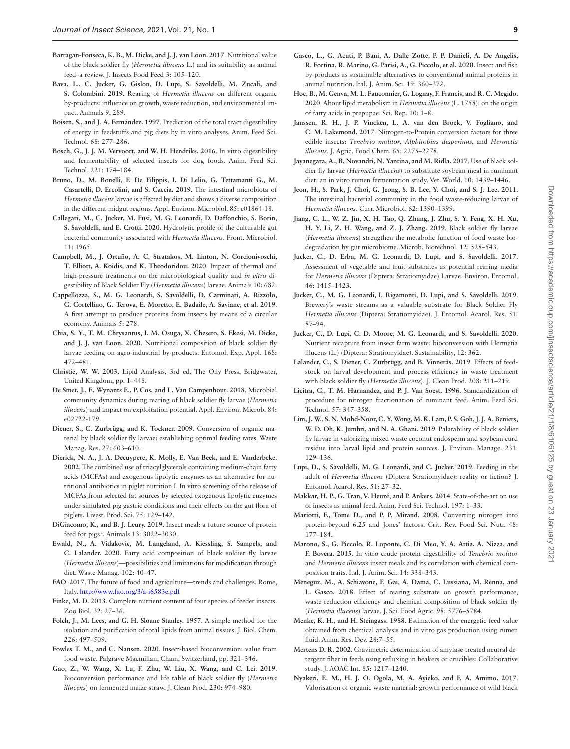**Barragan-Fonseca, K. B., M. Dicke, and J. J. van Loon. 2017**. Nutritional value of the black soldier fly (*Hermetia illucens* L.) and its suitability as animal feed–a review. J. Insects Food Feed 3: 105–120.

**Bava, L., C. Jucker, G. Gislon, D. Lupi, S. Savoldelli, M. Zucali, and S. Colombini. 2019**. Rearing of *Hermetia illucens* on different organic by-products: influence on growth, waste reduction, and environmental impact. Animals 9, 289.

**Boisen, S., and J. A. Fernández. 1997**. Prediction of the total tract digestibility of energy in feedstuffs and pig diets by in vitro analyses. Anim. Feed Sci. Technol. 68: 277–286.

**Bosch, G., J. J. M. Vervoort, and W. H. Hendriks. 2016**. In vitro digestibility and fermentability of selected insects for dog foods. Anim. Feed Sci. Technol. 221: 174–184.

**Bruno, D., M. Bonelli, F. De Filippis, I. Di Lelio, G. Tettamanti G., M. Casartelli, D. Ercolini, and S. Caccia. 2019**. The intestinal microbiota of *Hermetia illucens* larvae is affected by diet and shows a diverse composition in the different midgut regions. Appl. Environ. Microbiol. 85: e01864-18.

**Callegari, M., C. Jucker, M. Fusi, M. G. Leonardi, D. Daffonchio, S. Borin, S. Savoldelli, and E. Crotti. 2020**. Hydrolytic profile of the culturable gut bacterial community associated with *Hermetia illucens*. Front. Microbiol. 11: 1965.

**Campbell, M., J. Ortuño, A. C. Stratakos, M. Linton, N. Corcionivoschi, T. Elliott, A. Koidis, and K. Theodoridou. 2020**. Impact of thermal and high-pressure treatments on the microbiological quality and *in vitro* digestibility of Black Soldier Fly (*Hermetia illucens*) larvae. Animals 10: 682.

**Cappellozza, S., M. G. Leonardi, S. Savoldelli, D. Carminati, A. Rizzolo, G. Cortellino, G. Terova, E. Moretto, E. Badaile, A. Saviane, et al. 2019**. A first attempt to produce proteins from insects by means of a circular economy. Animals 5: 278.

**Chia, S. Y., T. M. Chrysantus, I. M. Osuga, X. Cheseto, S. Ekesi, M. Dicke, and J. J. van Loon. 2020**. Nutritional composition of black soldier fly larvae feeding on agro-industrial by-products. Entomol. Exp. Appl. 168: 472–481.

**Christie, W. W. 2003**. Lipid Analysis, 3rd ed. The Oily Press, Bridgwater, United Kingdom, pp. 1–448.

**De Smet, J., E. Wynants E., P. Cos, and L. Van Campenhout. 2018**. Microbial community dynamics during rearing of black soldier fly larvae (*Hermetia illucens*) and impact on exploitation potential. Appl. Environ. Microb. 84: e02722-179.

**Diener, S., C. Zurbrügg, and K. Tockner. 2009**. Conversion of organic material by black soldier fly larvae: establishing optimal feeding rates. Waste Manag. Res. 27: 603–610.

**Dierick, N. A., J. A. Decuypere, K. Molly, E. Van Beek, and E. Vanderbeke. 2002**. The combined use of triacylglycerols containing medium-chain fatty acids (MCFAs) and exogenous lipolytic enzymes as an alternative for nutritional antibiotics in piglet nutrition I. In vitro screening of the release of MCFAs from selected fat sources by selected exogenous lipolytic enzymes under simulated pig gastric conditions and their effects on the gut flora of piglets. Livest. Prod. Sci. 75: 129–142.

**DiGiacomo, K., and B. J. Leury. 2019**. Insect meal: a future source of protein feed for pigs?. Animals 13: 3022–3030.

**Ewald, N., A. Vidakovic, M. Langeland, A. Kiessling, S. Sampels, and C. Lalander. 2020**. Fatty acid composition of black soldier fly larvae (*Hermetia illucens*)—possibilities and limitations for modification through diet. Waste Manag. 102: 40–47.

**FAO. 2017**. The future of food and agriculture—trends and challenges. Rome, Italy. http://www.fao.org/3/a-i6583e.pdf

**Finke, M. D. 2013**. Complete nutrient content of four species of feeder insects. Zoo Biol. 32: 27–36.

**Folch, J., M. Lees, and G. H. Sloane Stanley. 1957**. A simple method for the isolation and purification of total lipids from animal tissues. J. Biol. Chem. 226: 497–509.

**Fowles T. M., and C. Nansen. 2020**. Insect-based bioconversion: value from food waste. Palgrave Macmillan, Cham, Switzerland, pp. 321–346.

**Gao, Z., W. Wang, X. Lu, F. Zhu, W. Liu, X. Wang, and C. Lei. 2019**. Bioconversion performance and life table of black soldier fly (*Hermetia illucens*) on fermented maize straw. J. Clean Prod. 230: 974–980.

**Gasco, L., G. Acuti, P. Bani, A. Dalle Zotte, P. P. Danieli, A. De Angelis, R. Fortina, R. Marino, G. Parisi, A., G. Piccolo, et al. 2020**. Insect and fish by-products as sustainable alternatives to conventional animal proteins in animal nutrition. Ital. J. Anim. Sci. 19: 360–372.

**Hoc, B., M. Genva, M. L. Fauconnier, G. Lognay, F. Francis, and R. C. Megido. 2020**. About lipid metabolism in *Hermetia illucens* (L. 1758): on the origin of fatty acids in prepupae. Sci. Rep. 10: 1–8.

**Janssen, R. H., J. P. Vincken, L. A. van den Broek, V. Fogliano, and C. M. Lakemond. 2017**. Nitrogen-to-Protein conversion factors for three edible insects: *Tenebrio molitor*, *Alphitobius diaperinus*, and *Hermetia illucens*. J. Agric. Food Chem. 65: 2275–2278.

**Jayanegara, A., B. Novandri, N. Yantina, and M. Ridla. 2017**. Use of black soldier fly larvae (*Hermetia illucens*) to substitute soybean meal in ruminant diet: an in vitro rumen fermentation study. Vet. World. 10: 1439–1446.

**Jeon, H., S. Park, J. Choi, G. Jeong, S. B. Lee, Y. Choi, and S. J. Lee. 2011**. The intestinal bacterial community in the food waste-reducing larvae of *Hermetia illucens*. Curr. Microbiol. 62: 1390–1399.

**Jiang, C. L., W. Z. Jin, X. H. Tao, Q. Zhang, J. Zhu, S. Y. Feng, X. H. Xu, H. Y. Li, Z. H. Wang, and Z. J. Zhang. 2019**. Black soldier fly larvae (*Hermetia illucens*) strengthen the metabolic function of food waste biodegradation by gut microbiome. Microb. Biotechnol. 12: 528–543.

**Jucker, C., D. Erba, M. G. Leonardi, D. Lupi, and S. Savoldelli. 2017**. Assessment of vegetable and fruit substrates as potential rearing media for *Hermetia illucens* (Diptera: Stratiomyidae) Larvae. Environ. Entomol. 46: 1415–1423.

**Jucker, C., M. G. Leonardi, I. Rigamonti, D. Lupi, and S. Savoldelli. 2019**. Brewery's waste streams as a valuable substrate for Black Soldier Fly *Hermetia illucens* (Diptera: Stratiomyidae). J. Entomol. Acarol. Res. 51: 87–94.

**Jucker, C., D. Lupi, C. D. Moore, M. G. Leonardi, and S. Savoldelli. 2020**. Nutrient recapture from insect farm waste: bioconversion with Hermetia illucens (L.) (Diptera: Stratiomyidae). Sustainability, 12: 362.

**Lalander, C., S. Diener, C. Zurbrügg, and B. Vinnerås. 2019**. Effects of feedstock on larval development and process efficiency in waste treatment with black soldier fly (*Hermetia illucens*). J. Clean Prod. 208: 211–219.

**Licitra, G., T. M. Harnandez, and P. J. Van Soest. 1996**. Standardization of procedure for nitrogen fractionation of ruminant feed. Anim. Feed Sci. Technol. 57: 347–358.

**Lim, J. W., S. N. Mohd-Noor, C. Y. Wong, M. K. Lam, P. S. Goh, J. J. A. Beniers, W. D. Oh, K. Jumbri, and N. A. Ghani. 2019**. Palatability of black soldier fly larvae in valorizing mixed waste coconut endosperm and soybean curd residue into larval lipid and protein sources. J. Environ. Manage. 231: 129–136.

**Lupi, D., S. Savoldelli, M. G. Leonardi, and C. Jucker. 2019**. Feeding in the adult of *Hermetia illucens* (Diptera Stratiomyidae): reality or fiction? J. Entomol. Acarol. Res. 51: 27–32.

**Makkar, H. P., G. Tran, V. Heuzé, and P. Ankers. 2014**. State-of-the-art on use of insects as animal feed. Anim. Feed Sci. Technol. 197: 1–33.

**Mariotti, F., Tomé D., and P. P. Mirand. 2008**. Converting nitrogen into protein-beyond 6.25 and Jones' factors. Crit. Rev. Food Sci. Nutr. 48: 177–184.

**Marono, S., G. Piccolo, R. Loponte, C. Di Meo, Y. A. Attia, A. Nizza, and F. Bovera. 2015**. In vitro crude protein digestibility of *Tenebrio molitor* and *Hermetia illucens* insect meals and its correlation with chemical composition traits. Ital. J. Anim. Sci. 14: 338–343.

**Meneguz, M., A. Schiavone, F. Gai, A. Dama, C. Lussiana, M. Renna, and L. Gasco. 2018**. Effect of rearing substrate on growth performance, waste reduction efficiency and chemical composition of black soldier fly (*Hermetia illucens*) larvae. J. Sci. Food Agric. 98: 5776–5784.

**Menke, K. H., and H. Steingass. 1988**. Estimation of the energetic feed value obtained from chemical analysis and in vitro gas production using rumen fluid. Anim. Res. Dev. 28:7–55.

**Mertens D. R. 2002**. Gravimetric determination of amylase-treated neutral detergent fiber in feeds using refluxing in beakers or crucibles: Collaborative study. J. AOAC Int. 85: 1217–1240.

**Nyakeri, E. M., H. J. O. Ogola, M. A. Ayieko, and F. A. Amimo. 2017**. Valorisation of organic waste material: growth performance of wild black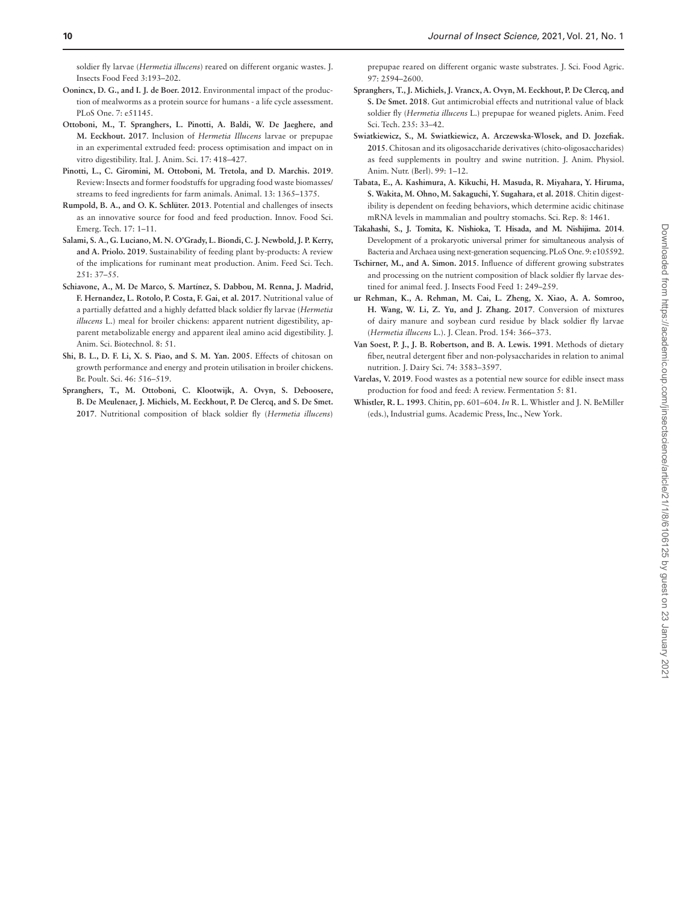soldier fly larvae (*Hermetia illucens*) reared on different organic wastes. J. Insects Food Feed 3:193–202.

**Oonincx, D. G., and I. J. de Boer. 2012**. Environmental impact of the production of mealworms as a protein source for humans - a life cycle assessment. PLoS One. 7: e51145.

**Ottoboni, M., T. Spranghers, L. Pinotti, A. Baldi, W. De Jaeghere, and M. Eeckhout. 2017**. Inclusion of *Hermetia Illucens* larvae or prepupae in an experimental extruded feed: process optimisation and impact on in vitro digestibility. Ital. J. Anim. Sci. 17: 418–427.

**Pinotti, L., C. Giromini, M. Ottoboni, M. Tretola, and D. Marchis. 2019**. Review: Insects and former foodstuffs for upgrading food waste biomasses/streams to feed ingredients for farm animals. Animal. 13: 1365–1375.

**Rumpold, B. A., and O. K. Schlüter. 2013**. Potential and challenges of insects as an innovative source for food and feed production. Innov. Food Sci. Emerg. Tech. 17: 1–11.

**Salami, S. A., G. Luciano, M. N. O'Grady, L. Biondi, C. J. Newbold, J. P. Kerry, and A. Priolo. 2019**. Sustainability of feeding plant by-products: A review of the implications for ruminant meat production. Anim. Feed Sci. Tech. 251: 37–55.

**Schiavone, A., M. De Marco, S. Martínez, S. Dabbou, M. Renna, J. Madrid, F. Hernandez, L. Rotolo, P. Costa, F. Gai, et al. 2017**. Nutritional value of a partially defatted and a highly defatted black soldier fly larvae (*Hermetia illucens* L.) meal for broiler chickens: apparent nutrient digestibility, apparent metabolizable energy and apparent ileal amino acid digestibility. J. Anim. Sci. Biotechnol. 8: 51.

**Shi, B. L., D. F. Li, X. S. Piao, and S. M. Yan. 2005**. Effects of chitosan on growth performance and energy and protein utilisation in broiler chickens. Br. Poult. Sci. 46: 516–519.

**Spranghers, T., M. Ottoboni, C. Klootwijk, A. Ovyn, S. Deboosere, B. De Meulenaer, J. Michiels, M. Eeckhout, P. De Clercq, and S. De Smet. 2017**. Nutritional composition of black soldier fly (*Hermetia illucens*) prepupae reared on different organic waste substrates. J. Sci. Food Agric. 97: 2594–2600.

**Spranghers, T., J. Michiels, J. Vrancx, A. Ovyn, M. Eeckhout, P. De Clercq, and S. De Smet. 2018**. Gut antimicrobial effects and nutritional value of black soldier fly (*Hermetia illucens* L.) prepupae for weaned piglets. Anim. Feed Sci. Tech. 235: 33–42.

**Swiatkiewicz, S., M. Swiatkiewicz, A. Arczewska-Wlosek, and D. Jozefiak. 2015**. Chitosan and its oligosaccharide derivatives (chito-oligosaccharides) as feed supplements in poultry and swine nutrition. J. Anim. Physiol. Anim. Nutr. (Berl). 99: 1–12.

**Tabata, E., A. Kashimura, A. Kikuchi, H. Masuda, R. Miyahara, Y. Hiruma, S. Wakita, M. Ohno, M. Sakaguchi, Y. Sugahara, et al. 2018**. Chitin digestibility is dependent on feeding behaviors, which determine acidic chitinase mRNA levels in mammalian and poultry stomachs. Sci. Rep. 8: 1461.

**Takahashi, S., J. Tomita, K. Nishioka, T. Hisada, and M. Nishijima. 2014**. Development of a prokaryotic universal primer for simultaneous analysis of Bacteria and Archaea using next-generation sequencing. PLoS One. 9: e105592.

**Tschirner, M., and A. Simon. 2015**. Influence of different growing substrates and processing on the nutrient composition of black soldier fly larvae destined for animal feed. J. Insects Food Feed 1: 249–259.

**ur Rehman, K., A. Rehman, M. Cai, L. Zheng, X. Xiao, A. A. Somroo, H. Wang, W. Li, Z. Yu, and J. Zhang. 2017**. Conversion of mixtures of dairy manure and soybean curd residue by black soldier fly larvae (*Hermetia illucens* L.). J. Clean. Prod. 154: 366–373.

**Van Soest, P. J., J. B. Robertson, and B. A. Lewis. 1991**. Methods of dietary fiber, neutral detergent fiber and non-polysaccharides in relation to animal nutrition. J. Dairy Sci. 74: 3583–3597.

**Varelas, V. 2019**. Food wastes as a potential new source for edible insect mass production for food and feed: A review. Fermentation 5: 81.

**Whistler, R. L. 1993**. Chitin, pp. 601–604. *In* R. L. Whistler and J. N. BeMiller (eds.), Industrial gums. Academic Press, Inc., New York.